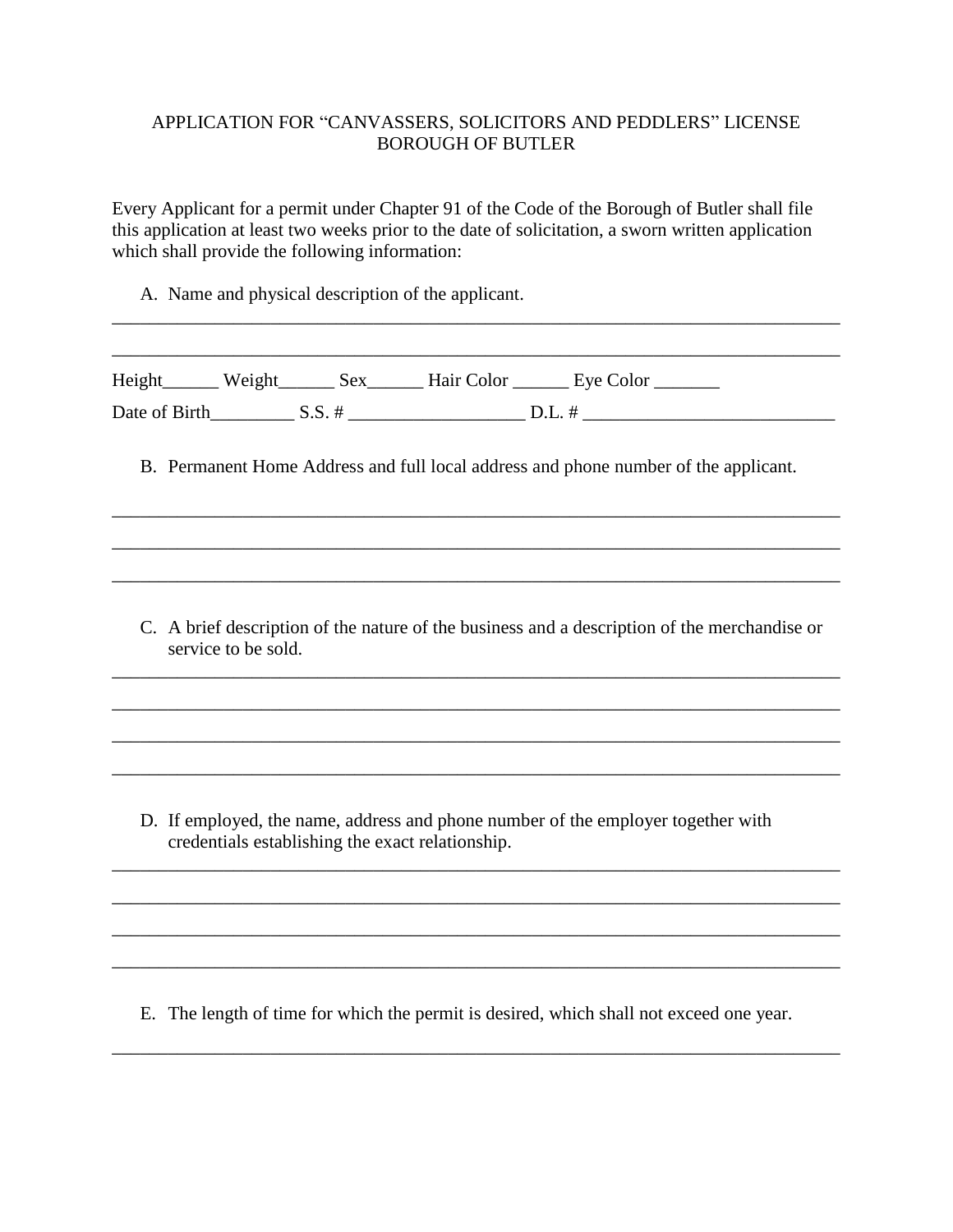# APPLICATION FOR "CANVASSERS, SOLICITORS AND PEDDLERS" LICENSE
# BOROUGH OF BUTLER

Every Applicant for a permit under Chapter 91 of the Code of the Borough of Butler shall file this application at least two weeks prior to the date of solicitation, a sworn written application which shall provide the following information:

A. Name and physical description of the applicant.

_______________________________________________________________________________

_______________________________________________________________________________

Height______ Weight______ Sex______ Hair Color ______ Eye Color _______

Date of Birth_________ S.S. # ___________________ D.L. # ___________________________

B. Permanent Home Address and full local address and phone number of the applicant.

_______________________________________________________________________________

_______________________________________________________________________________

_______________________________________________________________________________

C. A brief description of the nature of the business and a description of the merchandise or service to be sold.

_______________________________________________________________________________

_______________________________________________________________________________

_______________________________________________________________________________

_______________________________________________________________________________

D. If employed, the name, address and phone number of the employer together with credentials establishing the exact relationship.

_______________________________________________________________________________

_______________________________________________________________________________

_______________________________________________________________________________

_______________________________________________________________________________

E. The length of time for which the permit is desired, which shall not exceed one year.

_______________________________________________________________________________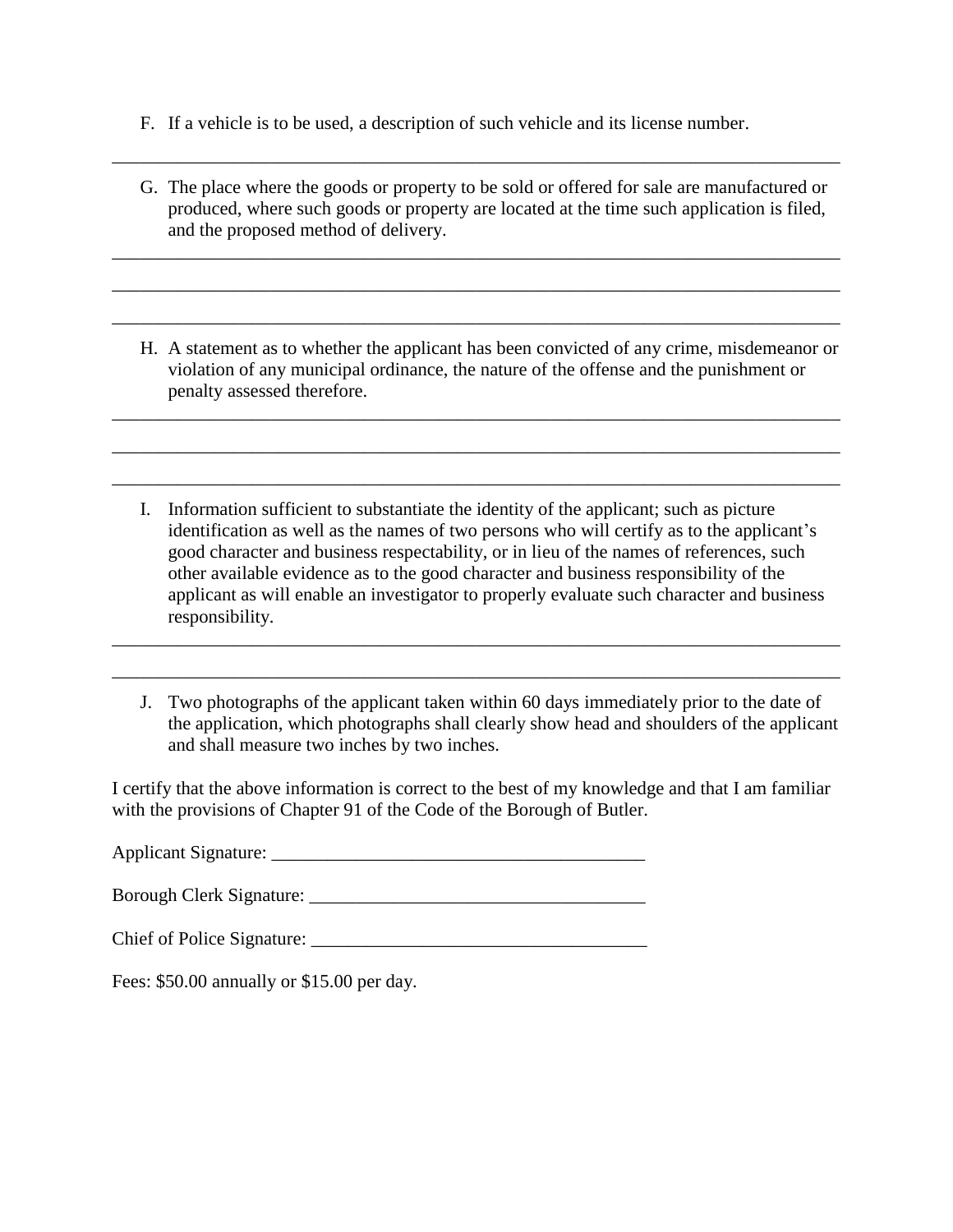F. If a vehicle is to be used, a description of such vehicle and its license number.

______________________________________________________________________________

G. The place where the goods or property to be sold or offered for sale are manufactured or produced, where such goods or property are located at the time such application is filed, and the proposed method of delivery.

______________________________________________________________________________

______________________________________________________________________________

______________________________________________________________________________

H. A statement as to whether the applicant has been convicted of any crime, misdemeanor or violation of any municipal ordinance, the nature of the offense and the punishment or penalty assessed therefore.

______________________________________________________________________________

______________________________________________________________________________

______________________________________________________________________________

I. Information sufficient to substantiate the identity of the applicant; such as picture identification as well as the names of two persons who will certify as to the applicant's good character and business respectability, or in lieu of the names of references, such other available evidence as to the good character and business responsibility of the applicant as will enable an investigator to properly evaluate such character and business responsibility.

______________________________________________________________________________

______________________________________________________________________________

J. Two photographs of the applicant taken within 60 days immediately prior to the date of the application, which photographs shall clearly show head and shoulders of the applicant and shall measure two inches by two inches.

I certify that the above information is correct to the best of my knowledge and that I am familiar with the provisions of Chapter 91 of the Code of the Borough of Butler.

Applicant Signature: ________________________________________

Borough Clerk Signature: ____________________________________

Chief of Police Signature: ____________________________________

Fees: $50.00 annually or $15.00 per day.